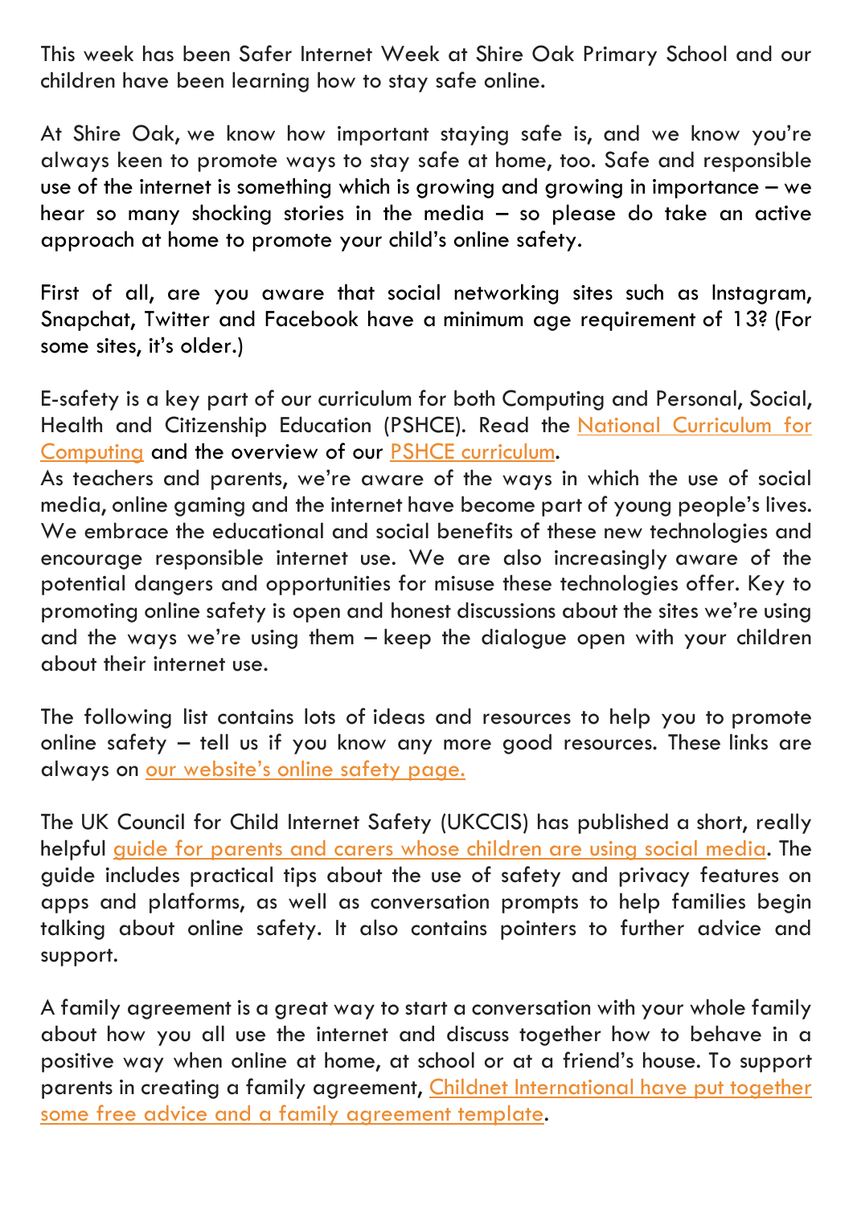This week has been Safer Internet Week at Shire Oak Primary School and our children have been learning how to stay safe online.

At Shire Oak, we know how important staying safe is, and we know you're always keen to promote ways to stay safe at home, too. Safe and responsible use of the internet is something which is growing and growing in importance – we hear so many shocking stories in the media – so please do take an active approach at home to promote your child's online safety.

First of all, are you aware that social networking sites such as Instagram, Snapchat, Twitter and Facebook have a minimum age requirement of 13? (For some sites, it's older.)

E-safety is a key part of our curriculum for both Computing and Personal, Social, Health and Citizenship Education (PSHCE). Read the National Curriculum for Computing and the overview of our PSHCE curriculum.

As teachers and parents, we're aware of the ways in which the use of social media, online gaming and the internet have become part of young people's lives. We embrace the educational and social benefits of these new technologies and encourage responsible internet use. We are also increasingly aware of the potential dangers and opportunities for misuse these technologies offer. Key to promoting online safety is open and honest discussions about the sites we're using and the ways we're using them – keep the dialogue open with your children about their internet use.

The following list contains lots of ideas and resources to help you to promote online safety – tell us if you know any more good resources. These links are always on our website's online safety page.

The UK Council for Child Internet Safety (UKCCIS) has published a short, really helpful guide for parents and carers whose children are using social media. The guide includes practical tips about the use of safety and privacy features on apps and platforms, as well as conversation prompts to help families begin talking about online safety. It also contains pointers to further advice and support.

A family agreement is a great way to start a conversation with your whole family about how you all use the internet and discuss together how to behave in a positive way when online at home, at school or at a friend's house. To support parents in creating a family agreement, Childnet International have put together some free advice and a family agreement template.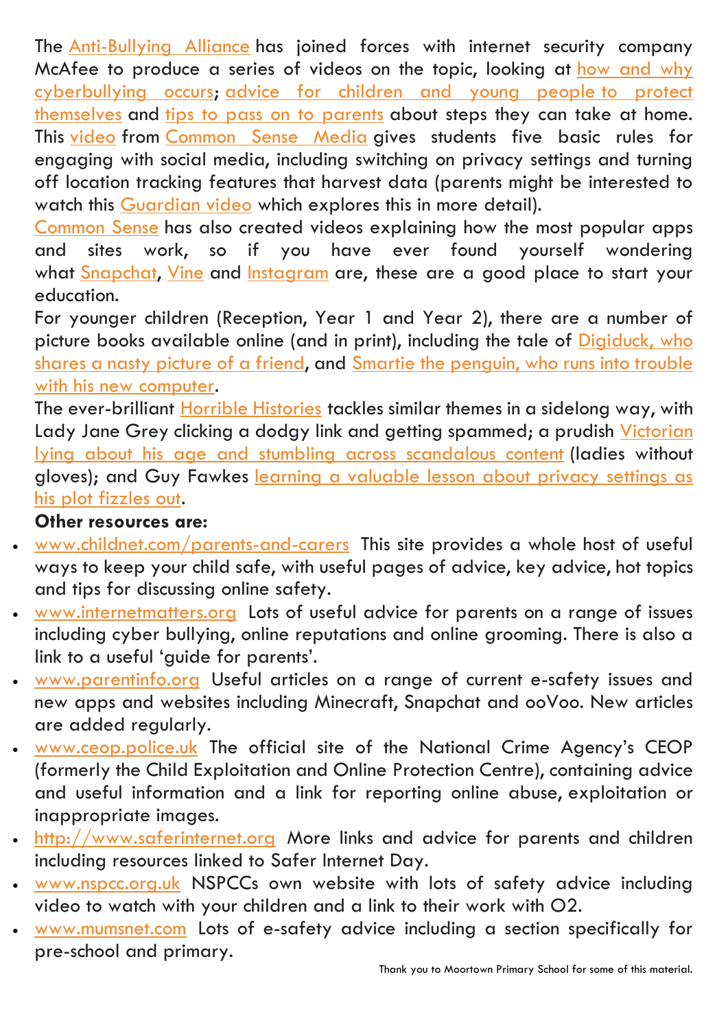The Anti-Bullying Alliance has joined forces with internet security company McAfee to produce a series of videos on the topic, looking at how and why cyberbullying occurs; advice for children and young people to protect themselves and tips to pass on to parents about steps they can take at home. This video from Common Sense Media gives students five basic rules for engaging with social media, including switching on privacy settings and turning off location tracking features that harvest data (parents might be interested to watch this Guardian video which explores this in more detail).

Common Sense has also created videos explaining how the most popular apps and sites work, so if you have ever found yourself wondering what Snapchat, Vine and Instagram are, these are a good place to start your education.

For younger children (Reception, Year 1 and Year 2), there are a number of picture books available online (and in print), including the tale of Digiduck, who shares a nasty picture of a friend, and Smartie the penguin, who runs into trouble with his new computer.

The ever-brilliant Horrible Histories tackles similar themes in a sidelong way, with Lady Jane Grey clicking a dodgy link and getting spammed; a prudish Victorian lying about his age and stumbling across scandalous content (ladies without gloves); and Guy Fawkes learning a valuable lesson about privacy settings as his plot fizzles out.

**Other resources are:**

- www.childnet.com/parents-and-carers This site provides a whole host of useful ways to keep your child safe, with useful pages of advice, key advice, hot topics and tips for discussing online safety.
- www.internetmatters.org Lots of useful advice for parents on a range of issues including cyber bullying, online reputations and online grooming. There is also a link to a useful 'guide for parents'.
- www.parentinfo.org Useful articles on a range of current e-safety issues and new apps and websites including Minecraft, Snapchat and ooVoo. New articles are added regularly.
- www.ceop.police.uk The official site of the National Crime Agency's CEOP (formerly the Child Exploitation and Online Protection Centre), containing advice and useful information and a link for reporting online abuse, exploitation or inappropriate images.
- http://www.saferinternet.org More links and advice for parents and children including resources linked to Safer Internet Day.
- www.nspcc.org.uk NSPCCs own website with lots of safety advice including video to watch with your children and a link to their work with O2.
- www.mumsnet.com Lots of e-safety advice including a section specifically for pre-school and primary.

Thank you to Moortown Primary School for some of this material.